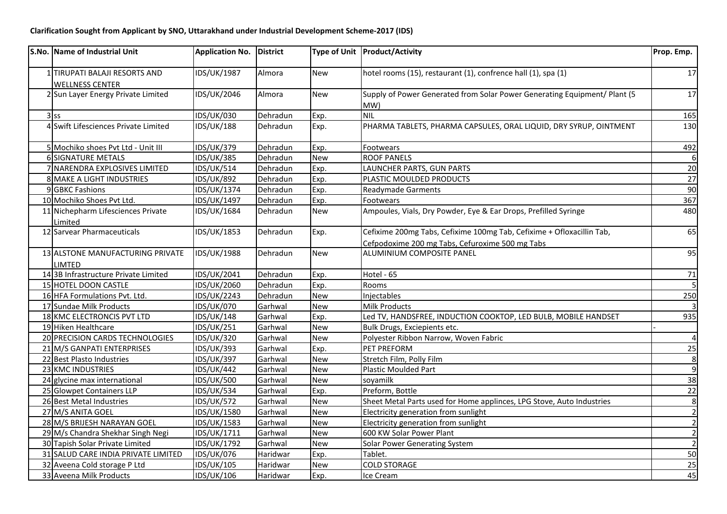**Clarification Sought from Applicant by SNO, Uttarakhand under Industrial Development Scheme-2017 (IDS)**

| S.No. | Name of Industrial Unit | Application No. | District | Type of Unit | Product/Activity | Prop. Emp. |
|---|---|---|---|---|---|---|
| 1 | TIRUPATI BALAJI RESORTS AND WELLNESS CENTER | IDS/UK/1987 | Almora | New | hotel rooms (15), restaurant (1), confrence hall (1), spa (1) | 17 |
| 2 | Sun Layer Energy Private Limited | IDS/UK/2046 | Almora | New | Supply of Power Generated from Solar Power Generating Equipment/ Plant (5 MW) | 17 |
| 3 | ss | IDS/UK/030 | Dehradun | Exp. | NIL | 165 |
| 4 | Swift Lifesciences Private Limited | IDS/UK/188 | Dehradun | Exp. | PHARMA TABLETS, PHARMA CAPSULES, ORAL LIQUID, DRY SYRUP, OINTMENT | 130 |
| 5 | Mochiko shoes Pvt Ltd - Unit III | IDS/UK/379 | Dehradun | Exp. | Footwears | 492 |
| 6 | SIGNATURE METALS | IDS/UK/385 | Dehradun | New | ROOF PANELS | 6 |
| 7 | NARENDRA EXPLOSIVES LIMITED | IDS/UK/514 | Dehradun | Exp. | LAUNCHER PARTS, GUN PARTS | 20 |
| 8 | MAKE A LIGHT INDUSTRIES | IDS/UK/892 | Dehradun | Exp. | PLASTIC MOULDED PRODUCTS | 27 |
| 9 | GBKC Fashions | IDS/UK/1374 | Dehradun | Exp. | Readymade Garments | 90 |
| 10 | Mochiko Shoes Pvt Ltd. | IDS/UK/1497 | Dehradun | Exp. | Footwears | 367 |
| 11 | Nichepharm Lifesciences Private Limited | IDS/UK/1684 | Dehradun | New | Ampoules, Vials, Dry Powder, Eye & Ear Drops, Prefilled Syringe | 480 |
| 12 | Sarvear Pharmaceuticals | IDS/UK/1853 | Dehradun | Exp. | Cefixime 200mg Tabs, Cefixime 100mg Tab, Cefixime + Ofloxacillin Tab, Cefpodoxime 200 mg Tabs, Cefuroxime 500 mg Tabs | 65 |
| 13 | ALSTONE MANUFACTURING PRIVATE LIMTED | IDS/UK/1988 | Dehradun | New | ALUMINIUM COMPOSITE PANEL | 95 |
| 14 | 3B Infrastructure Private Limited | IDS/UK/2041 | Dehradun | Exp. | Hotel - 65 | 71 |
| 15 | HOTEL DOON CASTLE | IDS/UK/2060 | Dehradun | Exp. | Rooms | 5 |
| 16 | HFA Formulations Pvt. Ltd. | IDS/UK/2243 | Dehradun | New | Injectables | 250 |
| 17 | Sundae Milk Products | IDS/UK/070 | Garhwal | New | Milk Products | 3 |
| 18 | KMC ELECTRONCIS PVT LTD | IDS/UK/148 | Garhwal | Exp. | Led TV, HANDSFREE, INDUCTION COOKTOP, LED BULB, MOBILE HANDSET | 935 |
| 19 | Hiken Healthcare | IDS/UK/251 | Garhwal | New | Bulk Drugs, Exciepients etc. | - |
| 20 | PRECISION CARDS TECHNOLOGIES | IDS/UK/320 | Garhwal | New | Polyester Ribbon Narrow, Woven Fabric | 4 |
| 21 | M/S GANPATI ENTERPRISES | IDS/UK/393 | Garhwal | Exp. | PET PREFORM | 25 |
| 22 | Best Plasto Industries | IDS/UK/397 | Garhwal | New | Stretch Film, Polly Film | 8 |
| 23 | KMC INDUSTRIES | IDS/UK/442 | Garhwal | New | Plastic Moulded Part | 9 |
| 24 | glycine max international | IDS/UK/500 | Garhwal | New | soyamilk | 38 |
| 25 | Glowpet Containers LLP | IDS/UK/534 | Garhwal | Exp. | Preform, Bottle | 22 |
| 26 | Best Metal Industries | IDS/UK/572 | Garhwal | New | Sheet Metal Parts used for Home applinces, LPG Stove, Auto Industries | 8 |
| 27 | M/S ANITA GOEL | IDS/UK/1580 | Garhwal | New | Electricity generation from sunlight | 2 |
| 28 | M/S BRIJESH NARAYAN GOEL | IDS/UK/1583 | Garhwal | New | Electricity generation from sunlight | 2 |
| 29 | M/s Chandra Shekhar Singh Negi | IDS/UK/1711 | Garhwal | New | 600 KW Solar Power Plant | 2 |
| 30 | Tapish Solar Private Limited | IDS/UK/1792 | Garhwal | New | Solar Power Generating System | 2 |
| 31 | SALUD CARE INDIA PRIVATE LIMITED | IDS/UK/076 | Haridwar | Exp. | Tablet. | 50 |
| 32 | Aveena Cold storage P Ltd | IDS/UK/105 | Haridwar | New | COLD STORAGE | 25 |
| 33 | Aveena Milk Products | IDS/UK/106 | Haridwar | Exp. | Ice Cream | 45 |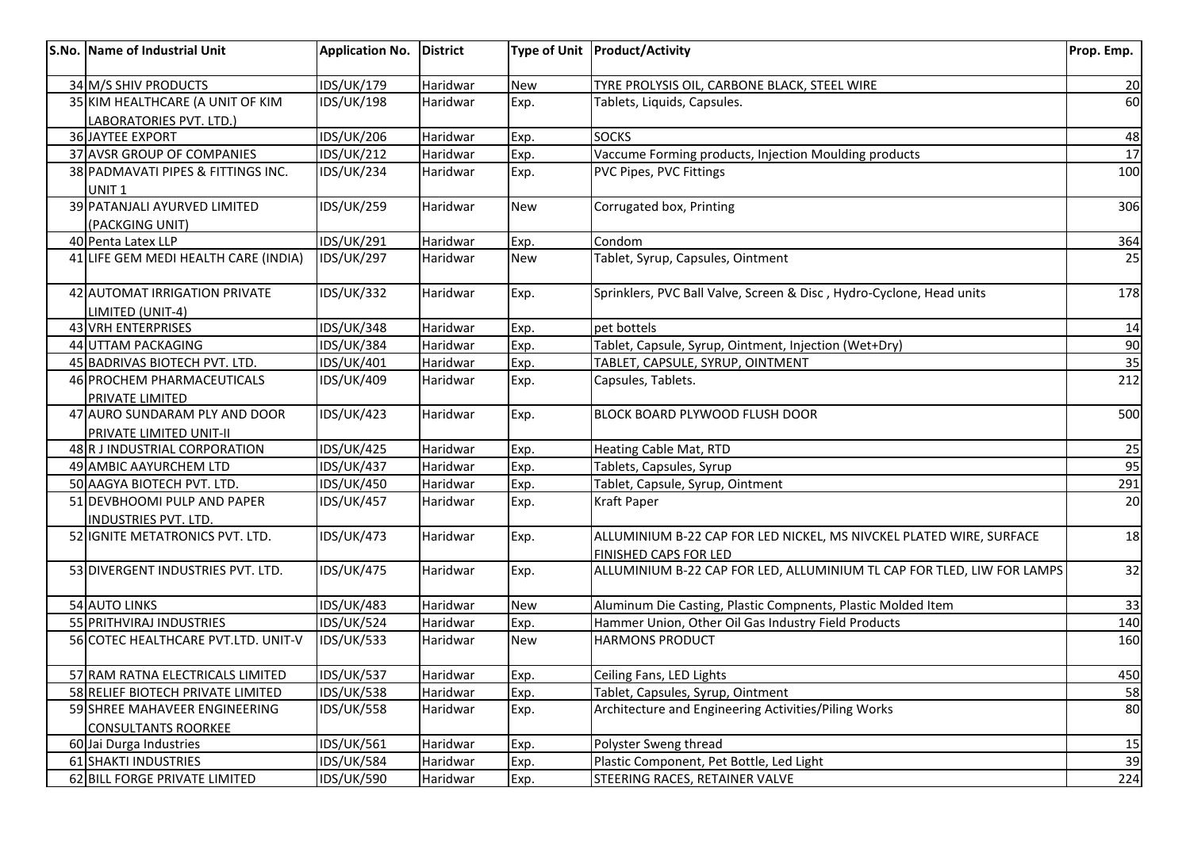| S.No. | Name of Industrial Unit | Application No. | District | Type of Unit | Product/Activity | Prop. Emp. |
|---|---|---|---|---|---|---|
| 34 | M/S SHIV PRODUCTS | IDS/UK/179 | Haridwar | New | TYRE PROLYSIS OIL, CARBONE BLACK, STEEL WIRE | 20 |
| 35 | KIM HEALTHCARE (A UNIT OF KIM LABORATORIES PVT. LTD.) | IDS/UK/198 | Haridwar | Exp. | Tablets, Liquids, Capsules. | 60 |
| 36 | JAYTEE EXPORT | IDS/UK/206 | Haridwar | Exp. | SOCKS | 48 |
| 37 | AVSR GROUP OF COMPANIES | IDS/UK/212 | Haridwar | Exp. | Vaccume Forming products, Injection Moulding products | 17 |
| 38 | PADMAVATI PIPES & FITTINGS INC. UNIT 1 | IDS/UK/234 | Haridwar | Exp. | PVC Pipes, PVC Fittings | 100 |
| 39 | PATANJALI AYURVED LIMITED (PACKGING UNIT) | IDS/UK/259 | Haridwar | New | Corrugated box, Printing | 306 |
| 40 | Penta Latex LLP | IDS/UK/291 | Haridwar | Exp. | Condom | 364 |
| 41 | LIFE GEM MEDI HEALTH CARE (INDIA) | IDS/UK/297 | Haridwar | New | Tablet, Syrup, Capsules, Ointment | 25 |
| 42 | AUTOMAT IRRIGATION PRIVATE LIMITED (UNIT-4) | IDS/UK/332 | Haridwar | Exp. | Sprinklers, PVC Ball Valve, Screen & Disc , Hydro-Cyclone, Head units | 178 |
| 43 | VRH ENTERPRISES | IDS/UK/348 | Haridwar | Exp. | pet bottels | 14 |
| 44 | UTTAM PACKAGING | IDS/UK/384 | Haridwar | Exp. | Tablet, Capsule, Syrup, Ointment, Injection (Wet+Dry) | 90 |
| 45 | BADRIVAS BIOTECH PVT. LTD. | IDS/UK/401 | Haridwar | Exp. | TABLET, CAPSULE, SYRUP, OINTMENT | 35 |
| 46 | PROCHEM PHARMACEUTICALS PRIVATE LIMITED | IDS/UK/409 | Haridwar | Exp. | Capsules, Tablets. | 212 |
| 47 | AURO SUNDARAM PLY AND DOOR PRIVATE LIMITED UNIT-II | IDS/UK/423 | Haridwar | Exp. | BLOCK BOARD PLYWOOD FLUSH DOOR | 500 |
| 48 | R J INDUSTRIAL CORPORATION | IDS/UK/425 | Haridwar | Exp. | Heating Cable Mat, RTD | 25 |
| 49 | AMBIC AAYURCHEM LTD | IDS/UK/437 | Haridwar | Exp. | Tablets, Capsules, Syrup | 95 |
| 50 | AAGYA BIOTECH PVT. LTD. | IDS/UK/450 | Haridwar | Exp. | Tablet, Capsule, Syrup, Ointment | 291 |
| 51 | DEVBHOOMI PULP AND PAPER INDUSTRIES PVT. LTD. | IDS/UK/457 | Haridwar | Exp. | Kraft Paper | 20 |
| 52 | IGNITE METATRONICS PVT. LTD. | IDS/UK/473 | Haridwar | Exp. | ALLUMINIUM B-22 CAP FOR LED NICKEL, MS NIVCKEL PLATED WIRE, SURFACE FINISHED CAPS FOR LED | 18 |
| 53 | DIVERGENT INDUSTRIES PVT. LTD. | IDS/UK/475 | Haridwar | Exp. | ALLUMINIUM B-22 CAP FOR LED, ALLUMINIUM TL CAP FOR TLED, LIW FOR LAMPS | 32 |
| 54 | AUTO LINKS | IDS/UK/483 | Haridwar | New | Aluminum Die Casting, Plastic Compnents, Plastic Molded Item | 33 |
| 55 | PRITHVIRAJ INDUSTRIES | IDS/UK/524 | Haridwar | Exp. | Hammer Union, Other Oil Gas Industry Field Products | 140 |
| 56 | COTEC HEALTHCARE PVT.LTD. UNIT-V | IDS/UK/533 | Haridwar | New | HARMONS PRODUCT | 160 |
| 57 | RAM RATNA ELECTRICALS LIMITED | IDS/UK/537 | Haridwar | Exp. | Ceiling Fans, LED Lights | 450 |
| 58 | RELIEF BIOTECH PRIVATE LIMITED | IDS/UK/538 | Haridwar | Exp. | Tablet, Capsules, Syrup, Ointment | 58 |
| 59 | SHREE MAHAVEER ENGINEERING CONSULTANTS ROORKEE | IDS/UK/558 | Haridwar | Exp. | Architecture and Engineering Activities/Piling Works | 80 |
| 60 | Jai Durga Industries | IDS/UK/561 | Haridwar | Exp. | Polyster Sweng thread | 15 |
| 61 | SHAKTI INDUSTRIES | IDS/UK/584 | Haridwar | Exp. | Plastic Component, Pet Bottle, Led Light | 39 |
| 62 | BILL FORGE PRIVATE LIMITED | IDS/UK/590 | Haridwar | Exp. | STEERING RACES, RETAINER VALVE | 224 |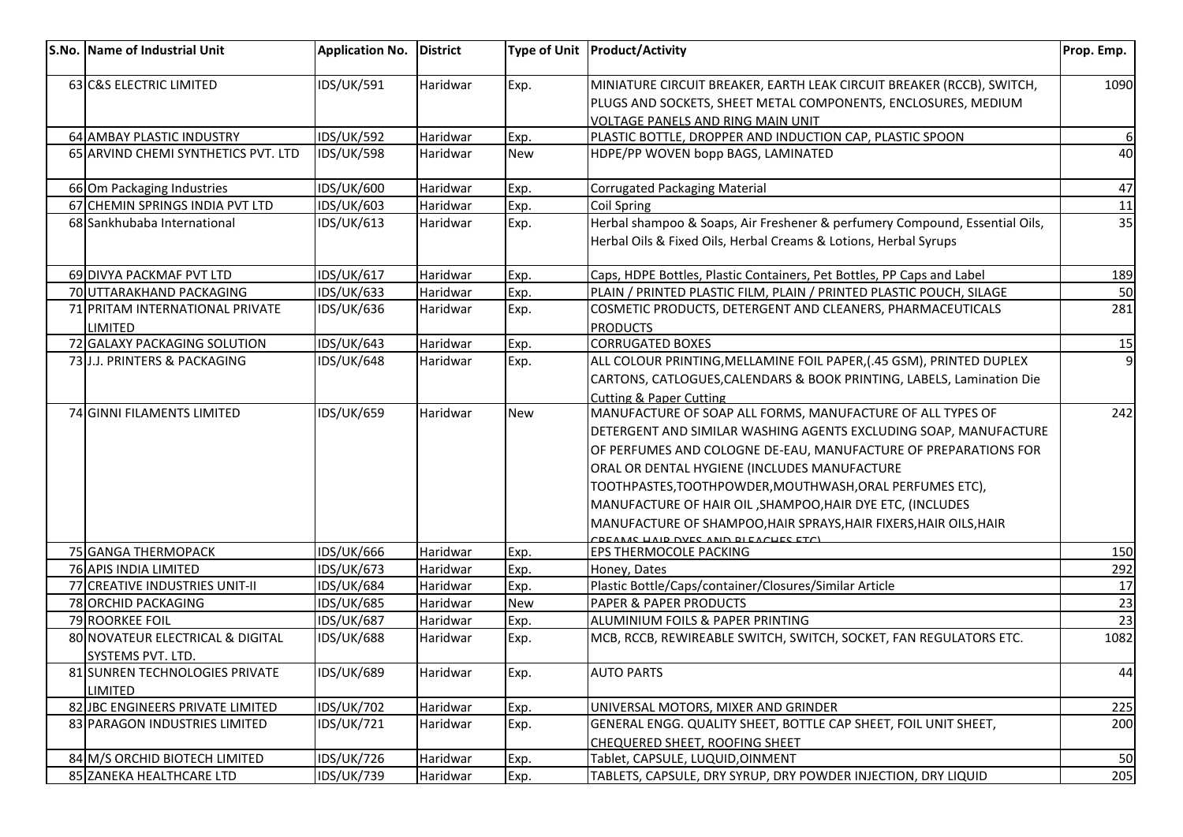| S.No. | Name of Industrial Unit | Application No. | District | Type of Unit | Product/Activity | Prop. Emp. |
|---|---|---|---|---|---|---|
| 63 | C&S ELECTRIC LIMITED | IDS/UK/591 | Haridwar | Exp. | MINIATURE CIRCUIT BREAKER, EARTH LEAK CIRCUIT BREAKER (RCCB), SWITCH, PLUGS AND SOCKETS, SHEET METAL COMPONENTS, ENCLOSURES, MEDIUM VOLTAGE PANELS AND RING MAIN UNIT | 1090 |
| 64 | AMBAY PLASTIC INDUSTRY | IDS/UK/592 | Haridwar | Exp. | PLASTIC BOTTLE, DROPPER AND INDUCTION CAP, PLASTIC SPOON | 6 |
| 65 | ARVIND CHEMI SYNTHETICS PVT. LTD | IDS/UK/598 | Haridwar | New | HDPE/PP WOVEN bopp BAGS, LAMINATED | 40 |
| 66 | Om Packaging Industries | IDS/UK/600 | Haridwar | Exp. | Corrugated Packaging Material | 47 |
| 67 | CHEMIN SPRINGS INDIA PVT LTD | IDS/UK/603 | Haridwar | Exp. | Coil Spring | 11 |
| 68 | Sankhubaba International | IDS/UK/613 | Haridwar | Exp. | Herbal shampoo & Soaps, Air Freshener & perfumery Compound, Essential Oils, Herbal Oils & Fixed Oils, Herbal Creams & Lotions, Herbal Syrups | 35 |
| 69 | DIVYA PACKMAF PVT LTD | IDS/UK/617 | Haridwar | Exp. | Caps, HDPE Bottles, Plastic Containers, Pet Bottles, PP Caps and Label | 189 |
| 70 | UTTARAKHAND PACKAGING | IDS/UK/633 | Haridwar | Exp. | PLAIN / PRINTED PLASTIC FILM, PLAIN / PRINTED PLASTIC POUCH, SILAGE | 50 |
| 71 | PRITAM INTERNATIONAL PRIVATE LIMITED | IDS/UK/636 | Haridwar | Exp. | COSMETIC PRODUCTS, DETERGENT AND CLEANERS, PHARMACEUTICALS PRODUCTS | 281 |
| 72 | GALAXY PACKAGING SOLUTION | IDS/UK/643 | Haridwar | Exp. | CORRUGATED BOXES | 15 |
| 73 | J.J. PRINTERS & PACKAGING | IDS/UK/648 | Haridwar | Exp. | ALL COLOUR PRINTING,MELLAMINE FOIL PAPER,(.45 GSM), PRINTED DUPLEX CARTONS, CATLOGUES,CALENDARS & BOOK PRINTING, LABELS, Lamination Die Cutting & Paper Cutting | 9 |
| 74 | GINNI FILAMENTS LIMITED | IDS/UK/659 | Haridwar | New | MANUFACTURE OF SOAP ALL FORMS, MANUFACTURE OF ALL TYPES OF DETERGENT AND SIMILAR WASHING AGENTS EXCLUDING SOAP, MANUFACTURE OF PERFUMES AND COLOGNE DE-EAU, MANUFACTURE OF PREPARATIONS FOR ORAL OR DENTAL HYGIENE (INCLUDES MANUFACTURE TOOTHPASTES,TOOTHPOWDER,MOUTHWASH,ORAL PERFUMES ETC), MANUFACTURE OF HAIR OIL ,SHAMPOO,HAIR DYE ETC, (INCLUDES MANUFACTURE OF SHAMPOO,HAIR SPRAYS,HAIR FIXERS,HAIR OILS,HAIR CREAMS,HAIR DYES AND BLEACHES ETC) | 242 |
| 75 | GANGA THERMOPACK | IDS/UK/666 | Haridwar | Exp. | EPS THERMOCOLE PACKING | 150 |
| 76 | APIS INDIA LIMITED | IDS/UK/673 | Haridwar | Exp. | Honey, Dates | 292 |
| 77 | CREATIVE INDUSTRIES UNIT-II | IDS/UK/684 | Haridwar | Exp. | Plastic Bottle/Caps/container/Closures/Similar Article | 17 |
| 78 | ORCHID PACKAGING | IDS/UK/685 | Haridwar | New | PAPER & PAPER PRODUCTS | 23 |
| 79 | ROORKEE FOIL | IDS/UK/687 | Haridwar | Exp. | ALUMINIUM FOILS & PAPER PRINTING | 23 |
| 80 | NOVATEUR ELECTRICAL & DIGITAL SYSTEMS PVT. LTD. | IDS/UK/688 | Haridwar | Exp. | MCB, RCCB, REWIREABLE SWITCH, SWITCH, SOCKET, FAN REGULATORS ETC. | 1082 |
| 81 | SUNREN TECHNOLOGIES PRIVATE LIMITED | IDS/UK/689 | Haridwar | Exp. | AUTO PARTS | 44 |
| 82 | JBC ENGINEERS PRIVATE LIMITED | IDS/UK/702 | Haridwar | Exp. | UNIVERSAL MOTORS, MIXER AND GRINDER | 225 |
| 83 | PARAGON INDUSTRIES LIMITED | IDS/UK/721 | Haridwar | Exp. | GENERAL ENGG. QUALITY SHEET, BOTTLE CAP SHEET, FOIL UNIT SHEET, CHEQUERED SHEET, ROOFING SHEET | 200 |
| 84 | M/S ORCHID BIOTECH LIMITED | IDS/UK/726 | Haridwar | Exp. | Tablet, CAPSULE, LUQUID,OINMENT | 50 |
| 85 | ZANEKA HEALTHCARE LTD | IDS/UK/739 | Haridwar | Exp. | TABLETS, CAPSULE, DRY SYRUP, DRY POWDER INJECTION, DRY LIQUID | 205 |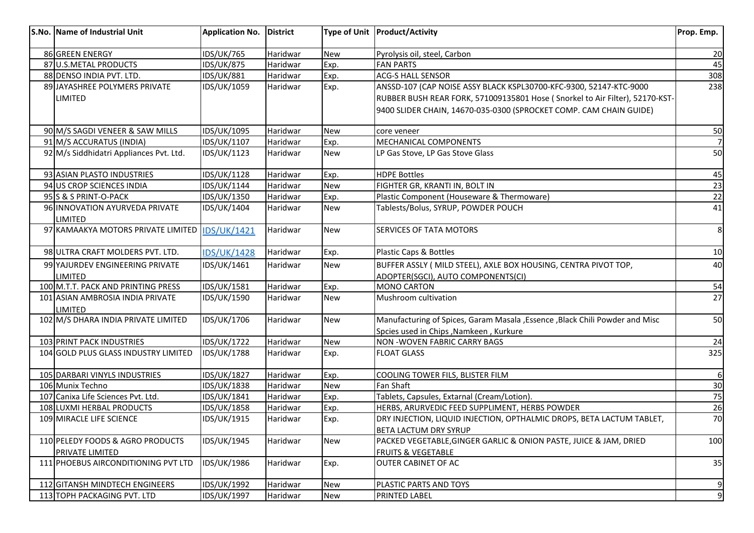| S.No. | Name of Industrial Unit | Application No. | District | Type of Unit | Product/Activity | Prop. Emp. |
|---|---|---|---|---|---|---|
| 86 | GREEN ENERGY | IDS/UK/765 | Haridwar | New | Pyrolysis oil, steel, Carbon | 20 |
| 87 | U.S.METAL PRODUCTS | IDS/UK/875 | Haridwar | Exp. | FAN PARTS | 45 |
| 88 | DENSO INDIA PVT. LTD. | IDS/UK/881 | Haridwar | Exp. | ACG-S HALL SENSOR | 308 |
| 89 | JAYASHREE POLYMERS PRIVATE LIMITED | IDS/UK/1059 | Haridwar | Exp. | ANSSD-107 (CAP NOISE ASSY BLACK KSPL30700-KFC-9300, 52147-KTC-9000 RUBBER BUSH REAR FORK, 571009135801 Hose ( Snorkel to Air Filter), 52170-KST-9400 SLIDER CHAIN, 14670-035-0300 (SPROCKET COMP. CAM CHAIN GUIDE) | 238 |
| 90 | M/S SAGDI VENEER & SAW MILLS | IDS/UK/1095 | Haridwar | New | core veneer | 50 |
| 91 | M/S ACCURATUS (INDIA) | IDS/UK/1107 | Haridwar | Exp. | MECHANICAL COMPONENTS | 7 |
| 92 | M/s Siddhidatri Appliances Pvt. Ltd. | IDS/UK/1123 | Haridwar | New | LP Gas Stove, LP Gas Stove Glass | 50 |
| 93 | ASIAN PLASTO INDUSTRIES | IDS/UK/1128 | Haridwar | Exp. | HDPE Bottles | 45 |
| 94 | US CROP SCIENCES INDIA | IDS/UK/1144 | Haridwar | New | FIGHTER GR, KRANTI IN, BOLT IN | 23 |
| 95 | S & S PRINT-O-PACK | IDS/UK/1350 | Haridwar | Exp. | Plastic Component (Houseware & Thermoware) | 22 |
| 96 | INNOVATION AYURVEDA PRIVATE LIMITED | IDS/UK/1404 | Haridwar | New | Tablests/Bolus, SYRUP, POWDER POUCH | 41 |
| 97 | KAMAAKYA MOTORS PRIVATE LIMITED | IDS/UK/1421 | Haridwar | New | SERVICES OF TATA MOTORS | 8 |
| 98 | ULTRA CRAFT MOLDERS PVT. LTD. | IDS/UK/1428 | Haridwar | Exp. | Plastic Caps & Bottles | 10 |
| 99 | YAJURDEV ENGINEERING PRIVATE LIMITED | IDS/UK/1461 | Haridwar | New | BUFFER ASSLY ( MILD STEEL), AXLE BOX HOUSING, CENTRA PIVOT TOP, ADOPTER(SGCI), AUTO COMPONENTS(CI) | 40 |
| 100 | M.T.T. PACK AND PRINTING PRESS | IDS/UK/1581 | Haridwar | Exp. | MONO CARTON | 54 |
| 101 | ASIAN AMBROSIA INDIA PRIVATE LIMITED | IDS/UK/1590 | Haridwar | New | Mushroom cultivation | 27 |
| 102 | M/S DHARA INDIA PRIVATE LIMITED | IDS/UK/1706 | Haridwar | New | Manufacturing of Spices, Garam Masala ,Essence ,Black Chili Powder and Misc Spcies used in Chips ,Namkeen , Kurkure | 50 |
| 103 | PRINT PACK INDUSTRIES | IDS/UK/1722 | Haridwar | New | NON -WOVEN FABRIC CARRY BAGS | 24 |
| 104 | GOLD PLUS GLASS INDUSTRY LIMITED | IDS/UK/1788 | Haridwar | Exp. | FLOAT GLASS | 325 |
| 105 | DARBARI VINYLS INDUSTRIES | IDS/UK/1827 | Haridwar | Exp. | COOLING TOWER FILS, BLISTER FILM | 6 |
| 106 | Munix Techno | IDS/UK/1838 | Haridwar | New | Fan Shaft | 30 |
| 107 | Canixa Life Sciences Pvt. Ltd. | IDS/UK/1841 | Haridwar | Exp. | Tablets, Capsules, Extarnal (Cream/Lotion). | 75 |
| 108 | LUXMI HERBAL PRODUCTS | IDS/UK/1858 | Haridwar | Exp. | HERBS, ARURVEDIC FEED SUPPLIMENT, HERBS POWDER | 26 |
| 109 | MIRACLE LIFE SCIENCE | IDS/UK/1915 | Haridwar | Exp. | DRY INJECTION, LIQUID INJECTION, OPTHALMIC DROPS, BETA LACTUM TABLET, BETA LACTUM DRY SYRUP | 70 |
| 110 | PELEDY FOODS & AGRO PRODUCTS PRIVATE LIMITED | IDS/UK/1945 | Haridwar | New | PACKED VEGETABLE,GINGER GARLIC & ONION PASTE, JUICE & JAM, DRIED FRUITS & VEGETABLE | 100 |
| 111 | PHOEBUS AIRCONDITIONING PVT LTD | IDS/UK/1986 | Haridwar | Exp. | OUTER CABINET OF AC | 35 |
| 112 | GITANSH MINDTECH ENGINEERS | IDS/UK/1992 | Haridwar | New | PLASTIC PARTS AND TOYS | 9 |
| 113 | TOPH PACKAGING PVT. LTD | IDS/UK/1997 | Haridwar | New | PRINTED LABEL | 9 |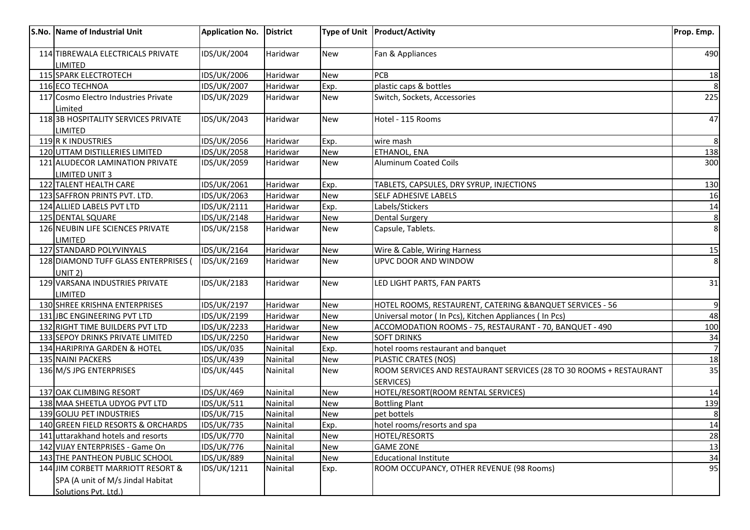| S.No. | Name of Industrial Unit | Application No. | District | Type of Unit | Product/Activity | Prop. Emp. |
|---|---|---|---|---|---|---|
| 114 | TIBREWALA ELECTRICALS PRIVATE LIMITED | IDS/UK/2004 | Haridwar | New | Fan & Appliances | 490 |
| 115 | SPARK ELECTROTECH | IDS/UK/2006 | Haridwar | New | PCB | 18 |
| 116 | ECO TECHNOA | IDS/UK/2007 | Haridwar | Exp. | plastic caps & bottles | 8 |
| 117 | Cosmo Electro Industries Private Limited | IDS/UK/2029 | Haridwar | New | Switch, Sockets, Accessories | 225 |
| 118 | 3B HOSPITALITY SERVICES PRIVATE LIMITED | IDS/UK/2043 | Haridwar | New | Hotel - 115 Rooms | 47 |
| 119 | R K INDUSTRIES | IDS/UK/2056 | Haridwar | Exp. | wire mash | 8 |
| 120 | UTTAM DISTILLERIES LIMITED | IDS/UK/2058 | Haridwar | New | ETHANOL, ENA | 138 |
| 121 | ALUDECOR LAMINATION PRIVATE LIMITED UNIT 3 | IDS/UK/2059 | Haridwar | New | Aluminum Coated Coils | 300 |
| 122 | TALENT HEALTH CARE | IDS/UK/2061 | Haridwar | Exp. | TABLETS, CAPSULES, DRY SYRUP, INJECTIONS | 130 |
| 123 | SAFFRON PRINTS PVT. LTD. | IDS/UK/2063 | Haridwar | New | SELF ADHESIVE LABELS | 16 |
| 124 | ALLIED LABELS PVT LTD | IDS/UK/2111 | Haridwar | Exp. | Labels/Stickers | 14 |
| 125 | DENTAL SQUARE | IDS/UK/2148 | Haridwar | New | Dental Surgery | 8 |
| 126 | NEUBIN LIFE SCIENCES PRIVATE LIMITED | IDS/UK/2158 | Haridwar | New | Capsule, Tablets. | 8 |
| 127 | STANDARD POLYVINYALS | IDS/UK/2164 | Haridwar | New | Wire & Cable, Wiring Harness | 15 |
| 128 | DIAMOND TUFF GLASS ENTERPRISES ( UNIT 2) | IDS/UK/2169 | Haridwar | New | UPVC DOOR AND WINDOW | 8 |
| 129 | VARSANA INDUSTRIES PRIVATE LIMITED | IDS/UK/2183 | Haridwar | New | LED LIGHT PARTS, FAN PARTS | 31 |
| 130 | SHREE KRISHNA ENTERPRISES | IDS/UK/2197 | Haridwar | New | HOTEL ROOMS, RESTAURENT, CATERING &BANQUET SERVICES - 56 | 9 |
| 131 | JBC ENGINEERING PVT LTD | IDS/UK/2199 | Haridwar | New | Universal motor ( In Pcs), Kitchen Appliances ( In Pcs) | 48 |
| 132 | RIGHT TIME BUILDERS PVT LTD | IDS/UK/2233 | Haridwar | New | ACCOMODATION ROOMS - 75, RESTAURANT - 70, BANQUET - 490 | 100 |
| 133 | SEPOY DRINKS PRIVATE LIMITED | IDS/UK/2250 | Haridwar | New | SOFT DRINKS | 34 |
| 134 | HARIPRIYA GARDEN & HOTEL | IDS/UK/035 | Nainital | Exp. | hotel rooms restaurant and banquet | 7 |
| 135 | NAINI PACKERS | IDS/UK/439 | Nainital | New | PLASTIC CRATES (NOS) | 18 |
| 136 | M/S JPG ENTERPRISES | IDS/UK/445 | Nainital | New | ROOM SERVICES AND RESTAURANT SERVICES (28 TO 30 ROOMS + RESTAURANT SERVICES) | 35 |
| 137 | OAK CLIMBING RESORT | IDS/UK/469 | Nainital | New | HOTEL/RESORT(ROOM RENTAL SERVICES) | 14 |
| 138 | MAA SHEETLA UDYOG PVT LTD | IDS/UK/511 | Nainital | New | Bottling Plant | 139 |
| 139 | GOLJU PET INDUSTRIES | IDS/UK/715 | Nainital | New | pet bottels | 8 |
| 140 | GREEN FIELD RESORTS & ORCHARDS | IDS/UK/735 | Nainital | Exp. | hotel rooms/resorts and spa | 14 |
| 141 | uttarakhand hotels and resorts | IDS/UK/770 | Nainital | New | HOTEL/RESORTS | 28 |
| 142 | VIJAY ENTERPRISES - Game On | IDS/UK/776 | Nainital | New | GAME ZONE | 13 |
| 143 | THE PANTHEON PUBLIC SCHOOL | IDS/UK/889 | Nainital | New | Educational Institute | 34 |
| 144 | JIM CORBETT MARRIOTT RESORT & SPA (A unit of M/s Jindal Habitat Solutions Pvt. Ltd.) | IDS/UK/1211 | Nainital | Exp. | ROOM OCCUPANCY, OTHER REVENUE (98 Rooms) | 95 |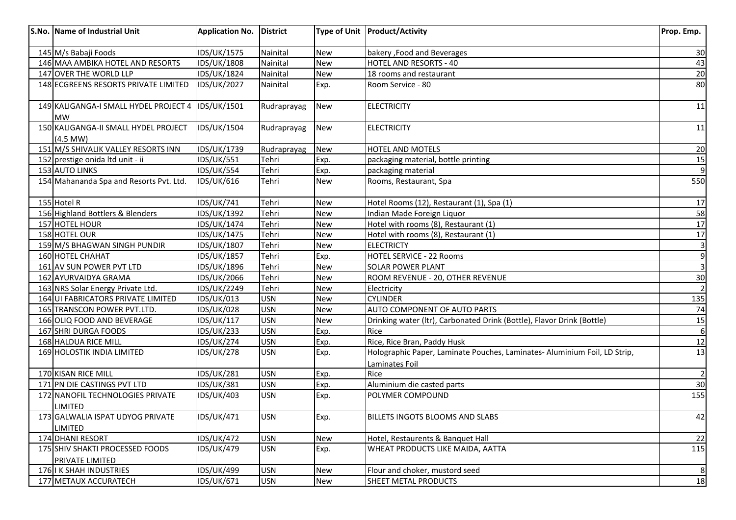| S.No. | Name of Industrial Unit | Application No. | District | Type of Unit | Product/Activity | Prop. Emp. |
|---|---|---|---|---|---|---|
| 145 | M/s Babaji Foods | IDS/UK/1575 | Nainital | New | bakery ,Food and Beverages | 30 |
| 146 | MAA AMBIKA HOTEL AND RESORTS | IDS/UK/1808 | Nainital | New | HOTEL AND RESORTS - 40 | 43 |
| 147 | OVER THE WORLD LLP | IDS/UK/1824 | Nainital | New | 18 rooms and restaurant | 20 |
| 148 | ECGREENS RESORTS PRIVATE LIMITED | IDS/UK/2027 | Nainital | Exp. | Room Service - 80 | 80 |
| 149 | KALIGANGA-I SMALL HYDEL PROJECT 4 MW | IDS/UK/1501 | Rudraprayag | New | ELECTRICITY | 11 |
| 150 | KALIGANGA-II SMALL HYDEL PROJECT (4.5 MW) | IDS/UK/1504 | Rudraprayag | New | ELECTRICITY | 11 |
| 151 | M/S SHIVALIK VALLEY RESORTS INN | IDS/UK/1739 | Rudraprayag | New | HOTEL AND MOTELS | 20 |
| 152 | prestige onida ltd unit - ii | IDS/UK/551 | Tehri | Exp. | packaging material, bottle printing | 15 |
| 153 | AUTO LINKS | IDS/UK/554 | Tehri | Exp. | packaging material | 9 |
| 154 | Mahananda Spa and Resorts Pvt. Ltd. | IDS/UK/616 | Tehri | New | Rooms, Restaurant, Spa | 550 |
| 155 | Hotel R | IDS/UK/741 | Tehri | New | Hotel Rooms (12), Restaurant (1), Spa (1) | 17 |
| 156 | Highland Bottlers & Blenders | IDS/UK/1392 | Tehri | New | Indian Made Foreign Liquor | 58 |
| 157 | HOTEL HOUR | IDS/UK/1474 | Tehri | New | Hotel with rooms (8), Restaurant (1) | 17 |
| 158 | HOTEL OUR | IDS/UK/1475 | Tehri | New | Hotel with rooms (8), Restaurant (1) | 17 |
| 159 | M/S BHAGWAN SINGH PUNDIR | IDS/UK/1807 | Tehri | New | ELECTRICTY | 3 |
| 160 | HOTEL CHAHAT | IDS/UK/1857 | Tehri | Exp. | HOTEL SERVICE - 22 Rooms | 9 |
| 161 | AV SUN POWER PVT LTD | IDS/UK/1896 | Tehri | New | SOLAR POWER PLANT | 3 |
| 162 | AYURVAIDYA GRAMA | IDS/UK/2066 | Tehri | New | ROOM REVENUE - 20, OTHER REVENUE | 30 |
| 163 | NRS Solar Energy Private Ltd. | IDS/UK/2249 | Tehri | New | Electricity | 2 |
| 164 | UI FABRICATORS PRIVATE LIMITED | IDS/UK/013 | USN | New | CYLINDER | 135 |
| 165 | TRANSCON POWER PVT.LTD. | IDS/UK/028 | USN | New | AUTO COMPONENT OF AUTO PARTS | 74 |
| 166 | OLIQ FOOD AND BEVERAGE | IDS/UK/117 | USN | New | Drinking water (ltr), Carbonated Drink (Bottle), Flavor Drink (Bottle) | 15 |
| 167 | SHRI DURGA FOODS | IDS/UK/233 | USN | Exp. | Rice | 6 |
| 168 | HALDUA RICE MILL | IDS/UK/274 | USN | Exp. | Rice, Rice Bran, Paddy Husk | 12 |
| 169 | HOLOSTIK INDIA LIMITED | IDS/UK/278 | USN | Exp. | Holographic Paper, Laminate Pouches, Laminates- Aluminium Foil, LD Strip, Laminates Foil | 13 |
| 170 | KISAN RICE MILL | IDS/UK/281 | USN | Exp. | Rice | 2 |
| 171 | PN DIE CASTINGS PVT LTD | IDS/UK/381 | USN | Exp. | Aluminium die casted parts | 30 |
| 172 | NANOFIL TECHNOLOGIES PRIVATE LIMITED | IDS/UK/403 | USN | Exp. | POLYMER COMPOUND | 155 |
| 173 | GALWALIA ISPAT UDYOG PRIVATE LIMITED | IDS/UK/471 | USN | Exp. | BILLETS INGOTS BLOOMS AND SLABS | 42 |
| 174 | DHANI RESORT | IDS/UK/472 | USN | New | Hotel, Restaurents & Banquet Hall | 22 |
| 175 | SHIV SHAKTI PROCESSED FOODS PRIVATE LIMITED | IDS/UK/479 | USN | Exp. | WHEAT PRODUCTS LIKE MAIDA, AATTA | 115 |
| 176 | I K SHAH INDUSTRIES | IDS/UK/499 | USN | New | Flour and choker, mustord seed | 8 |
| 177 | METAUX ACCURATECH | IDS/UK/671 | USN | New | SHEET METAL PRODUCTS | 18 |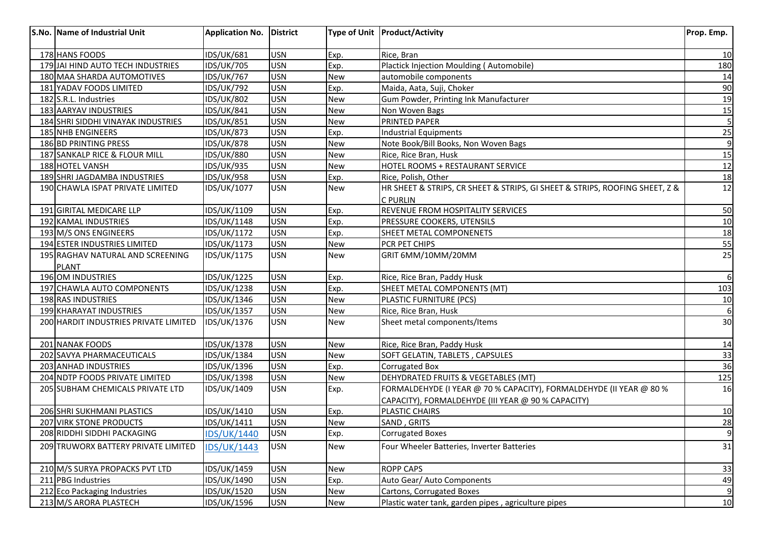| S.No. | Name of Industrial Unit | Application No. | District | Type of Unit | Product/Activity | Prop. Emp. |
|---|---|---|---|---|---|---|
| 178 | HANS FOODS | IDS/UK/681 | USN | Exp. | Rice, Bran | 10 |
| 179 | JAI HIND AUTO TECH INDUSTRIES | IDS/UK/705 | USN | Exp. | Plactick Injection Moulding ( Automobile) | 180 |
| 180 | MAA SHARDA AUTOMOTIVES | IDS/UK/767 | USN | New | automobile components | 14 |
| 181 | YADAV FOODS LIMITED | IDS/UK/792 | USN | Exp. | Maida, Aata, Suji, Choker | 90 |
| 182 | S.R.L. Industries | IDS/UK/802 | USN | New | Gum Powder, Printing Ink Manufacturer | 19 |
| 183 | AARYAV INDUSTRIES | IDS/UK/841 | USN | New | Non Woven Bags | 15 |
| 184 | SHRI SIDDHI VINAYAK INDUSTRIES | IDS/UK/851 | USN | New | PRINTED PAPER | 5 |
| 185 | NHB ENGINEERS | IDS/UK/873 | USN | Exp. | Industrial Equipments | 25 |
| 186 | BD PRINTING PRESS | IDS/UK/878 | USN | New | Note Book/Bill Books, Non Woven Bags | 9 |
| 187 | SANKALP RICE & FLOUR MILL | IDS/UK/880 | USN | New | Rice, Rice Bran, Husk | 15 |
| 188 | HOTEL VANSH | IDS/UK/935 | USN | New | HOTEL ROOMS + RESTAURANT SERVICE | 12 |
| 189 | SHRI JAGDAMBA INDUSTRIES | IDS/UK/958 | USN | Exp. | Rice, Polish, Other | 18 |
| 190 | CHAWLA ISPAT PRIVATE LIMITED | IDS/UK/1077 | USN | New | HR SHEET & STRIPS, CR SHEET & STRIPS, GI SHEET & STRIPS, ROOFING SHEET, Z & C PURLIN | 12 |
| 191 | GIRITAL MEDICARE LLP | IDS/UK/1109 | USN | Exp. | REVENUE FROM HOSPITALITY SERVICES | 50 |
| 192 | KAMAL INDUSTRIES | IDS/UK/1148 | USN | Exp. | PRESSURE COOKERS, UTENSILS | 10 |
| 193 | M/S ONS ENGINEERS | IDS/UK/1172 | USN | Exp. | SHEET METAL COMPONENETS | 18 |
| 194 | ESTER INDUSTRIES LIMITED | IDS/UK/1173 | USN | New | PCR PET CHIPS | 55 |
| 195 | RAGHAV NATURAL AND SCREENING PLANT | IDS/UK/1175 | USN | New | GRIT 6MM/10MM/20MM | 25 |
| 196 | OM INDUSTRIES | IDS/UK/1225 | USN | Exp. | Rice, Rice Bran, Paddy Husk | 6 |
| 197 | CHAWLA AUTO COMPONENTS | IDS/UK/1238 | USN | Exp. | SHEET METAL COMPONENTS (MT) | 103 |
| 198 | RAS INDUSTRIES | IDS/UK/1346 | USN | New | PLASTIC FURNITURE (PCS) | 10 |
| 199 | KHARAYAT INDUSTRIES | IDS/UK/1357 | USN | New | Rice, Rice Bran, Husk | 6 |
| 200 | HARDIT INDUSTRIES PRIVATE LIMITED | IDS/UK/1376 | USN | New | Sheet metal components/Items | 30 |
| 201 | NANAK FOODS | IDS/UK/1378 | USN | New | Rice, Rice Bran, Paddy Husk | 14 |
| 202 | SAVYA PHARMACEUTICALS | IDS/UK/1384 | USN | New | SOFT GELATIN, TABLETS , CAPSULES | 33 |
| 203 | ANHAD INDUSTRIES | IDS/UK/1396 | USN | Exp. | Corrugated Box | 36 |
| 204 | NDTP FOODS PRIVATE LIMITED | IDS/UK/1398 | USN | New | DEHYDRATED FRUITS & VEGETABLES (MT) | 125 |
| 205 | SUBHAM CHEMICALS PRIVATE LTD | IDS/UK/1409 | USN | Exp. | FORMALDEHYDE (I YEAR @ 70 % CAPACITY), FORMALDEHYDE (II YEAR @ 80 % CAPACITY), FORMALDEHYDE (III YEAR @ 90 % CAPACITY) | 16 |
| 206 | SHRI SUKHMANI PLASTICS | IDS/UK/1410 | USN | Exp. | PLASTIC CHAIRS | 10 |
| 207 | VIRK STONE PRODUCTS | IDS/UK/1411 | USN | New | SAND , GRITS | 28 |
| 208 | RIDDHI SIDDHI PACKAGING | IDS/UK/1440 | USN | Exp. | Corrugated Boxes | 9 |
| 209 | TRUWORX BATTERY PRIVATE LIMITED | IDS/UK/1443 | USN | New | Four Wheeler Batteries, Inverter Batteries | 31 |
| 210 | M/S SURYA PROPACKS PVT LTD | IDS/UK/1459 | USN | New | ROPP CAPS | 33 |
| 211 | PBG Industries | IDS/UK/1490 | USN | Exp. | Auto Gear/ Auto Components | 49 |
| 212 | Eco Packaging Industries | IDS/UK/1520 | USN | New | Cartons, Corrugated Boxes | 9 |
| 213 | M/S ARORA PLASTECH | IDS/UK/1596 | USN | New | Plastic water tank, garden pipes , agriculture pipes | 10 |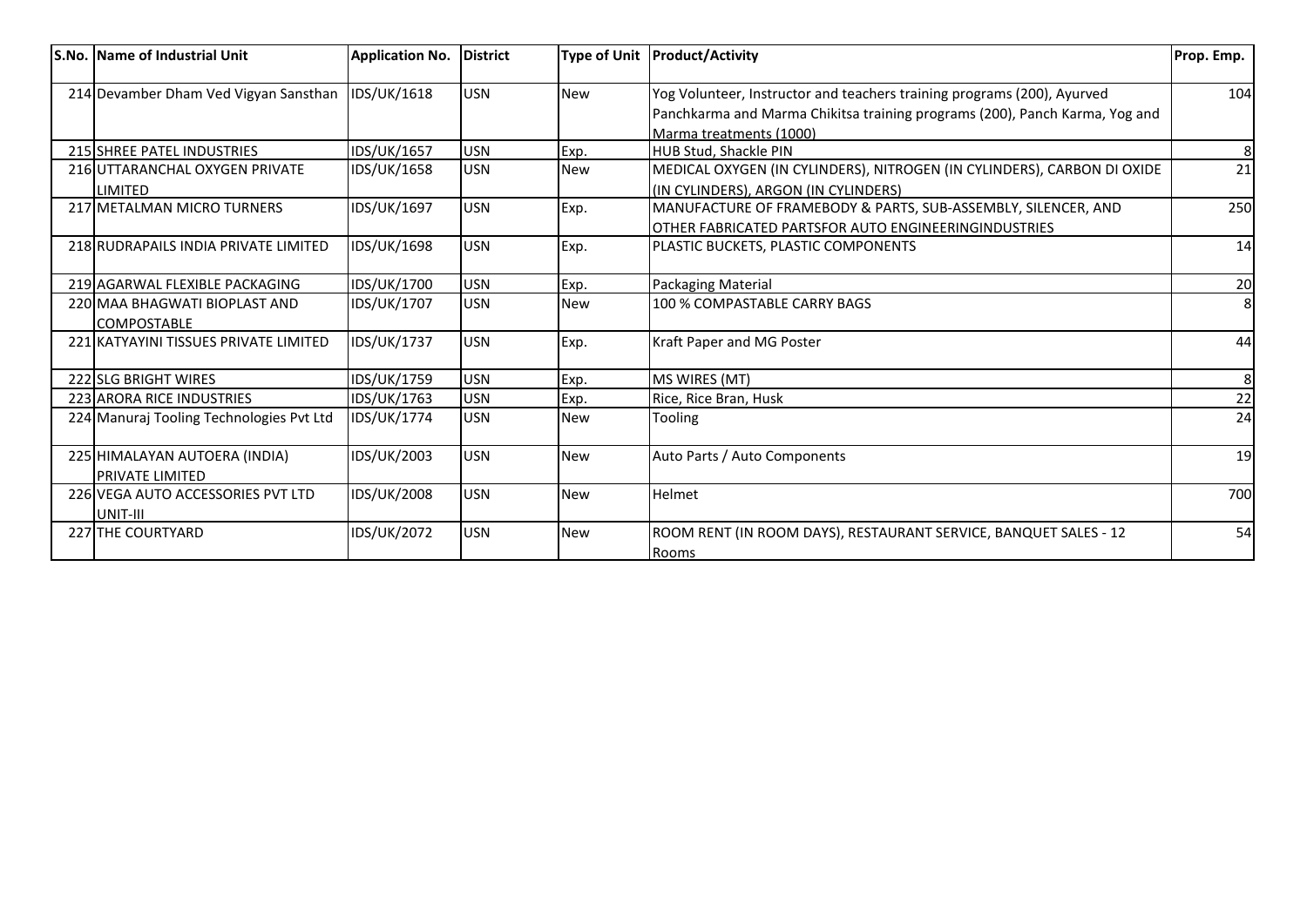| S.No. | Name of Industrial Unit | Application No. | District | Type of Unit | Product/Activity | Prop. Emp. |
|---|---|---|---|---|---|---|
| 214 | Devamber Dham Ved Vigyan Sansthan | IDS/UK/1618 | USN | New | Yog Volunteer, Instructor and teachers training programs (200), Ayurved Panchkarma and Marma Chikitsa training programs (200), Panch Karma, Yog and Marma treatments (1000) | 104 |
| 215 | SHREE PATEL INDUSTRIES | IDS/UK/1657 | USN | Exp. | HUB Stud, Shackle PIN | 8 |
| 216 | UTTARANCHAL OXYGEN PRIVATE LIMITED | IDS/UK/1658 | USN | New | MEDICAL OXYGEN (IN CYLINDERS), NITROGEN (IN CYLINDERS), CARBON DI OXIDE (IN CYLINDERS), ARGON (IN CYLINDERS) | 21 |
| 217 | METALMAN MICRO TURNERS | IDS/UK/1697 | USN | Exp. | MANUFACTURE OF FRAMEBODY & PARTS, SUB-ASSEMBLY, SILENCER, AND OTHER FABRICATED PARTSFOR AUTO ENGINEERINGINDUSTRIES | 250 |
| 218 | RUDRAPAILS INDIA PRIVATE LIMITED | IDS/UK/1698 | USN | Exp. | PLASTIC BUCKETS, PLASTIC COMPONENTS | 14 |
| 219 | AGARWAL FLEXIBLE PACKAGING | IDS/UK/1700 | USN | Exp. | Packaging Material | 20 |
| 220 | MAA BHAGWATI BIOPLAST AND COMPOSTABLE | IDS/UK/1707 | USN | New | 100 % COMPASTABLE CARRY BAGS | 8 |
| 221 | KATYAYINI TISSUES PRIVATE LIMITED | IDS/UK/1737 | USN | Exp. | Kraft Paper and MG Poster | 44 |
| 222 | SLG BRIGHT WIRES | IDS/UK/1759 | USN | Exp. | MS WIRES (MT) | 8 |
| 223 | ARORA RICE INDUSTRIES | IDS/UK/1763 | USN | Exp. | Rice, Rice Bran, Husk | 22 |
| 224 | Manuraj Tooling Technologies Pvt Ltd | IDS/UK/1774 | USN | New | Tooling | 24 |
| 225 | HIMALAYAN AUTOERA (INDIA) PRIVATE LIMITED | IDS/UK/2003 | USN | New | Auto Parts / Auto Components | 19 |
| 226 | VEGA AUTO ACCESSORIES PVT LTD UNIT-III | IDS/UK/2008 | USN | New | Helmet | 700 |
| 227 | THE COURTYARD | IDS/UK/2072 | USN | New | ROOM RENT (IN ROOM DAYS), RESTAURANT SERVICE, BANQUET SALES - 12 Rooms | 54 |